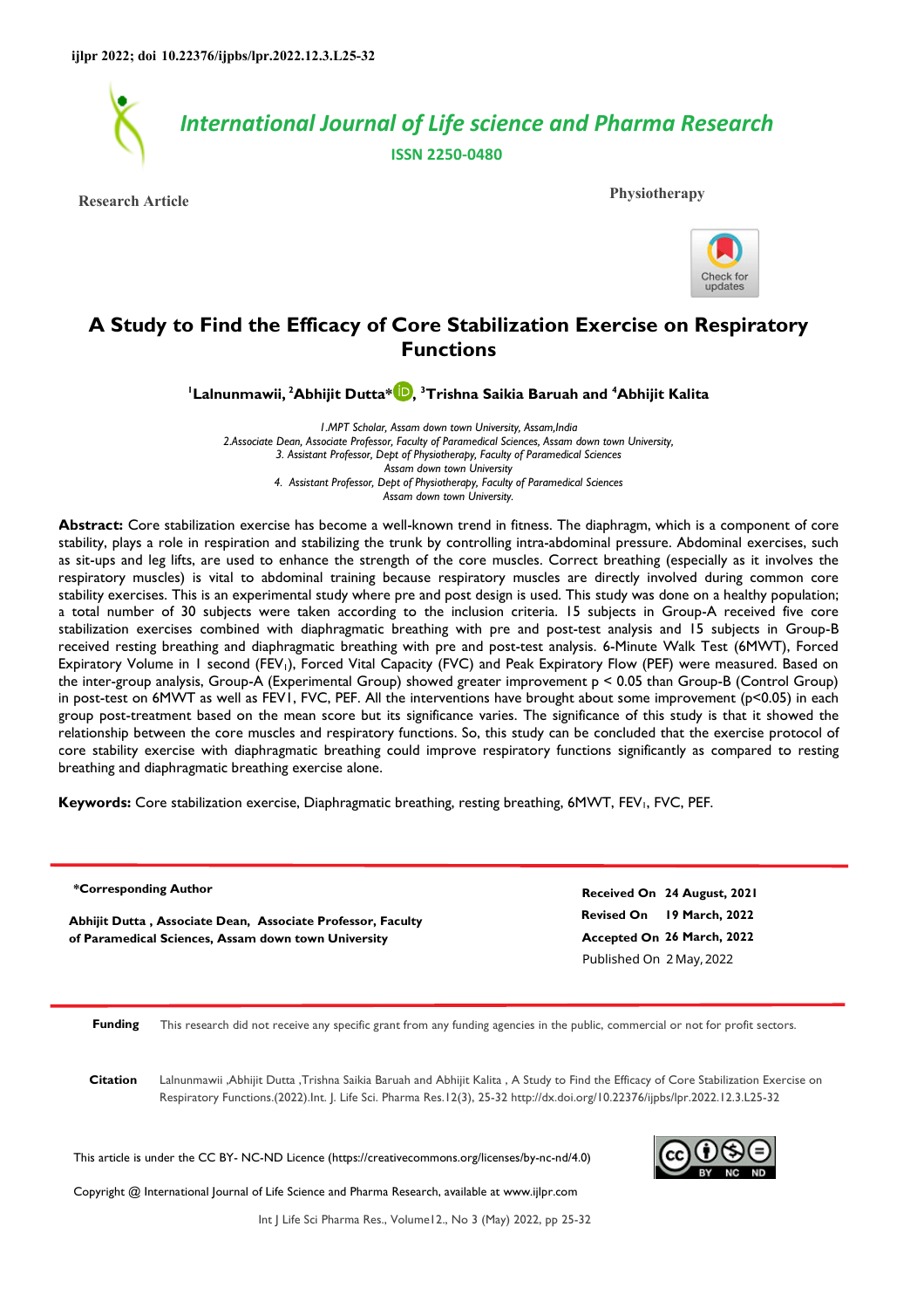ijlpr 2022; doi 10.22376/ijpbs/lpr.2022.12.3.L25-32

International Journal of Life science and Pharma Research

ISSN 2250-0480

**Research Article** **Physiotherapy**

# A Study to Find the Efficacy of Core Stabilization Exercise on Respiratory Functions

**[1]Lalnunmawii, [2]Abhijit Dutta*, [3]Trishna Saikia Baruah and [4]Abhijit Kalita**

*1.MPT Scholar, Assam down town University, Assam,India*
*2.Associate Dean, Associate Professor, Faculty of Paramedical Sciences, Assam down town University,*
*3. Assistant Professor, Dept of Physiotherapy, Faculty of Paramedical Sciences Assam down town University*
*4. Assistant Professor, Dept of Physiotherapy, Faculty of Paramedical Sciences Assam down town University.*

**Abstract:** Core stabilization exercise has become a well-known trend in fitness. The diaphragm, which is a component of core stability, plays a role in respiration and stabilizing the trunk by controlling intra-abdominal pressure. Abdominal exercises, such as sit-ups and leg lifts, are used to enhance the strength of the core muscles. Correct breathing (especially as it involves the respiratory muscles) is vital to abdominal training because respiratory muscles are directly involved during common core stability exercises. This is an experimental study where pre and post design is used. This study was done on a healthy population; a total number of 30 subjects were taken according to the inclusion criteria. 15 subjects in Group-A received five core stabilization exercises combined with diaphragmatic breathing with pre and post-test analysis and 15 subjects in Group-B received resting breathing and diaphragmatic breathing with pre and post-test analysis. 6-Minute Walk Test (6MWT), Forced Expiratory Volume in 1 second ($FEV_1$), Forced Vital Capacity (FVC) and Peak Expiratory Flow (PEF) were measured. Based on the inter-group analysis, Group-A (Experimental Group) showed greater improvement $p < 0.05$ than Group-B (Control Group) in post-test on 6MWT as well as FEV1, FVC, PEF. All the interventions have brought about some improvement ($p<0.05$) in each group post-treatment based on the mean score but its significance varies. The significance of this study is that it showed the relationship between the core muscles and respiratory functions. So, this study can be concluded that the exercise protocol of core stability exercise with diaphragmatic breathing could improve respiratory functions significantly as compared to resting breathing and diaphragmatic breathing exercise alone.

**Keywords:** Core stabilization exercise, Diaphragmatic breathing, resting breathing, 6MWT, $FEV_1$, FVC, PEF.

**\*Corresponding Author**

**Abhijit Dutta , Associate Dean, Associate Professor, Faculty of Paramedical Sciences, Assam down town University**

**Received On** 24 August, 2021
**Revised On** 19 March, 2022
**Accepted On** 26 March, 2022
Published On 2 May, 2022

**Funding** This research did not receive any specific grant from any funding agencies in the public, commercial or not for profit sectors.

**Citation** Lalnunmawii ,Abhijit Dutta ,Trishna Saikia Baruah and Abhijit Kalita , A Study to Find the Efficacy of Core Stabilization Exercise on Respiratory Functions.(2022).Int. J. Life Sci. Pharma Res.12(3), 25-32 http://dx.doi.org/10.22376/ijpbs/lpr.2022.12.3.L25-32

This article is under the CC BY- NC-ND Licence (https://creativecommons.org/licenses/by-nc-nd/4.0)

Copyright @ International Journal of Life Science and Pharma Research, available at www.ijlpr.com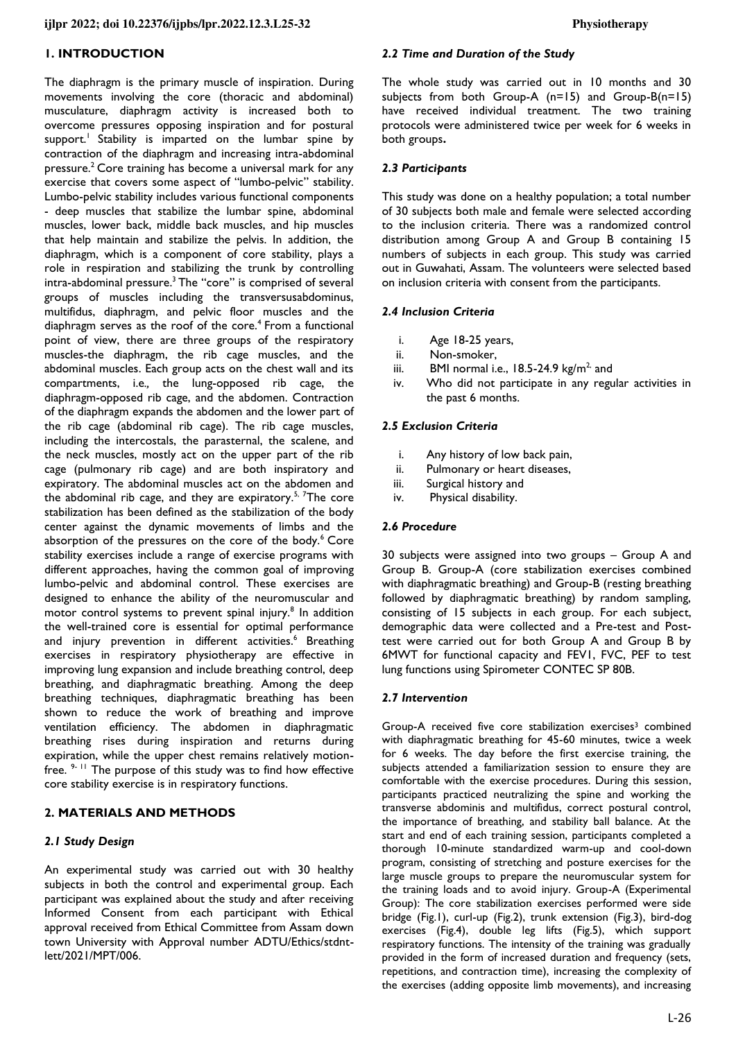## 1. INTRODUCTION

The diaphragm is the primary muscle of inspiration. During movements involving the core (thoracic and abdominal) musculature, diaphragm activity is increased both to overcome pressures opposing inspiration and for postural support.[1] Stability is imparted on the lumbar spine by contraction of the diaphragm and increasing intra-abdominal pressure.[2] Core training has become a universal mark for any exercise that covers some aspect of "lumbo-pelvic" stability. Lumbo-pelvic stability includes various functional components - deep muscles that stabilize the lumbar spine, abdominal muscles, lower back, middle back muscles, and hip muscles that help maintain and stabilize the pelvis. In addition, the diaphragm, which is a component of core stability, plays a role in respiration and stabilizing the trunk by controlling intra-abdominal pressure.[3] The "core" is comprised of several groups of muscles including the transversusabdominus, multifidus, diaphragm, and pelvic floor muscles and the diaphragm serves as the roof of the core.[4] From a functional point of view, there are three groups of the respiratory muscles-the diaphragm, the rib cage muscles, and the abdominal muscles. Each group acts on the chest wall and its compartments, i.e., the lung-opposed rib cage, the diaphragm-opposed rib cage, and the abdomen. Contraction of the diaphragm expands the abdomen and the lower part of the rib cage (abdominal rib cage). The rib cage muscles, including the intercostals, the parasternal, the scalene, and the neck muscles, mostly act on the upper part of the rib cage (pulmonary rib cage) and are both inspiratory and expiratory. The abdominal muscles act on the abdomen and the abdominal rib cage, and they are expiratory.[5, 7] The core stabilization has been defined as the stabilization of the body center against the dynamic movements of limbs and the absorption of the pressures on the core of the body.[6] Core stability exercises include a range of exercise programs with different approaches, having the common goal of improving lumbo-pelvic and abdominal control. These exercises are designed to enhance the ability of the neuromuscular and motor control systems to prevent spinal injury.[8] In addition the well-trained core is essential for optimal performance and injury prevention in different activities.[6] Breathing exercises in respiratory physiotherapy are effective in improving lung expansion and include breathing control, deep breathing, and diaphragmatic breathing. Among the deep breathing techniques, diaphragmatic breathing has been shown to reduce the work of breathing and improve ventilation efficiency. The abdomen in diaphragmatic breathing rises during inspiration and returns during expiration, while the upper chest remains relatively motion-free.[9- 11] The purpose of this study was to find how effective core stability exercise is in respiratory functions.

## 2. MATERIALS AND METHODS

### 2.1 Study Design

An experimental study was carried out with 30 healthy subjects in both the control and experimental group. Each participant was explained about the study and after receiving Informed Consent from each participant with Ethical approval received from Ethical Committee from Assam down town University with Approval number ADTU/Ethics/stdnt-lett/2021/MPT/006.

### 2.2 Time and Duration of the Study

The whole study was carried out in 10 months and 30 subjects from both Group-A (n=15) and Group-B(n=15) have received individual treatment. The two training protocols were administered twice per week for 6 weeks in both groups**.**

### 2.3 Participants

This study was done on a healthy population; a total number of 30 subjects both male and female were selected according to the inclusion criteria. There was a randomized control distribution among Group A and Group B containing 15 numbers of subjects in each group. This study was carried out in Guwahati, Assam. The volunteers were selected based on inclusion criteria with consent from the participants.

### 2.4 Inclusion Criteria

i. Age 18-25 years,
ii. Non-smoker,
iii. BMI normal i.e., 18.5-24.9 kg/m$^2$, and
iv. Who did not participate in any regular activities in the past 6 months.

### 2.5 Exclusion Criteria

i. Any history of low back pain,
ii. Pulmonary or heart diseases,
iii. Surgical history and
iv. Physical disability.

### 2.6 Procedure

30 subjects were assigned into two groups – Group A and Group B. Group-A (core stabilization exercises combined with diaphragmatic breathing) and Group-B (resting breathing followed by diaphragmatic breathing) by random sampling, consisting of 15 subjects in each group. For each subject, demographic data were collected and a Pre-test and Post-test were carried out for both Group A and Group B by 6MWT for functional capacity and FEV1, FVC, PEF to test lung functions using Spirometer CONTEC SP 80B.

### 2.7 Intervention

Group-A received five core stabilization exercises[3] combined with diaphragmatic breathing for 45-60 minutes, twice a week for 6 weeks. The day before the first exercise training, the subjects attended a familiarization session to ensure they are comfortable with the exercise procedures. During this session, participants practiced neutralizing the spine and working the transverse abdominis and multifidus, correct postural control, the importance of breathing, and stability ball balance. At the start and end of each training session, participants completed a thorough 10-minute standardized warm-up and cool-down program, consisting of stretching and posture exercises for the large muscle groups to prepare the neuromuscular system for the training loads and to avoid injury. Group-A (Experimental Group): The core stabilization exercises performed were side bridge (Fig.1), curl-up (Fig.2), trunk extension (Fig.3), bird-dog exercises (Fig.4), double leg lifts (Fig.5), which support respiratory functions. The intensity of the training was gradually provided in the form of increased duration and frequency (sets, repetitions, and contraction time), increasing the complexity of the exercises (adding opposite limb movements), and increasing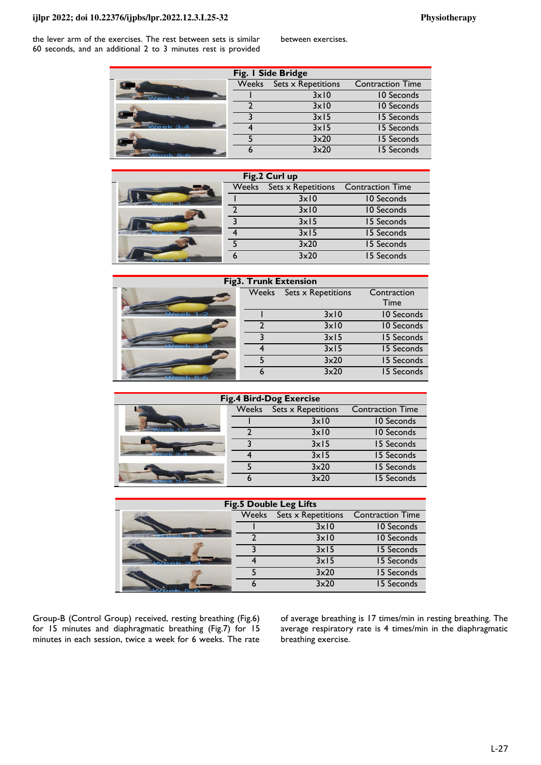the lever arm of the exercises. The rest between sets is similar 60 seconds, and an additional 2 to 3 minutes rest is provided between exercises.

**Fig. 1 Side Bridge**

| Weeks | Sets x Repetitions | Contraction Time |
|---|---|---|
| 1 | 3x10 | 10 Seconds |
| 2 | 3x10 | 10 Seconds |
| 3 | 3x15 | 15 Seconds |
| 4 | 3x15 | 15 Seconds |
| 5 | 3x20 | 15 Seconds |
| 6 | 3x20 | 15 Seconds |

**Fig.2 Curl up**

| Weeks | Sets x Repetitions | Contraction Time |
|---|---|---|
| 1 | 3x10 | 10 Seconds |
| 2 | 3x10 | 10 Seconds |
| 3 | 3x15 | 15 Seconds |
| 4 | 3x15 | 15 Seconds |
| 5 | 3x20 | 15 Seconds |
| 6 | 3x20 | 15 Seconds |

**Fig3. Trunk Extension**

| Weeks | Sets x Repetitions | Contraction Time |
|---|---|---|
| 1 | 3x10 | 10 Seconds |
| 2 | 3x10 | 10 Seconds |
| 3 | 3x15 | 15 Seconds |
| 4 | 3x15 | 15 Seconds |
| 5 | 3x20 | 15 Seconds |
| 6 | 3x20 | 15 Seconds |

**Fig.4 Bird-Dog Exercise**

| Weeks | Sets x Repetitions | Contraction Time |
|---|---|---|
| 1 | 3x10 | 10 Seconds |
| 2 | 3x10 | 10 Seconds |
| 3 | 3x15 | 15 Seconds |
| 4 | 3x15 | 15 Seconds |
| 5 | 3x20 | 15 Seconds |
| 6 | 3x20 | 15 Seconds |

**Fig.5 Double Leg Lifts**

| Weeks | Sets x Repetitions | Contraction Time |
|---|---|---|
| 1 | 3x10 | 10 Seconds |
| 2 | 3x10 | 10 Seconds |
| 3 | 3x15 | 15 Seconds |
| 4 | 3x15 | 15 Seconds |
| 5 | 3x20 | 15 Seconds |
| 6 | 3x20 | 15 Seconds |

Group-B (Control Group) received, resting breathing (Fig.6) for 15 minutes and diaphragmatic breathing (Fig.7) for 15 minutes in each session, twice a week for 6 weeks. The rate of average breathing is 17 times/min in resting breathing. The average respiratory rate is 4 times/min in the diaphragmatic breathing exercise.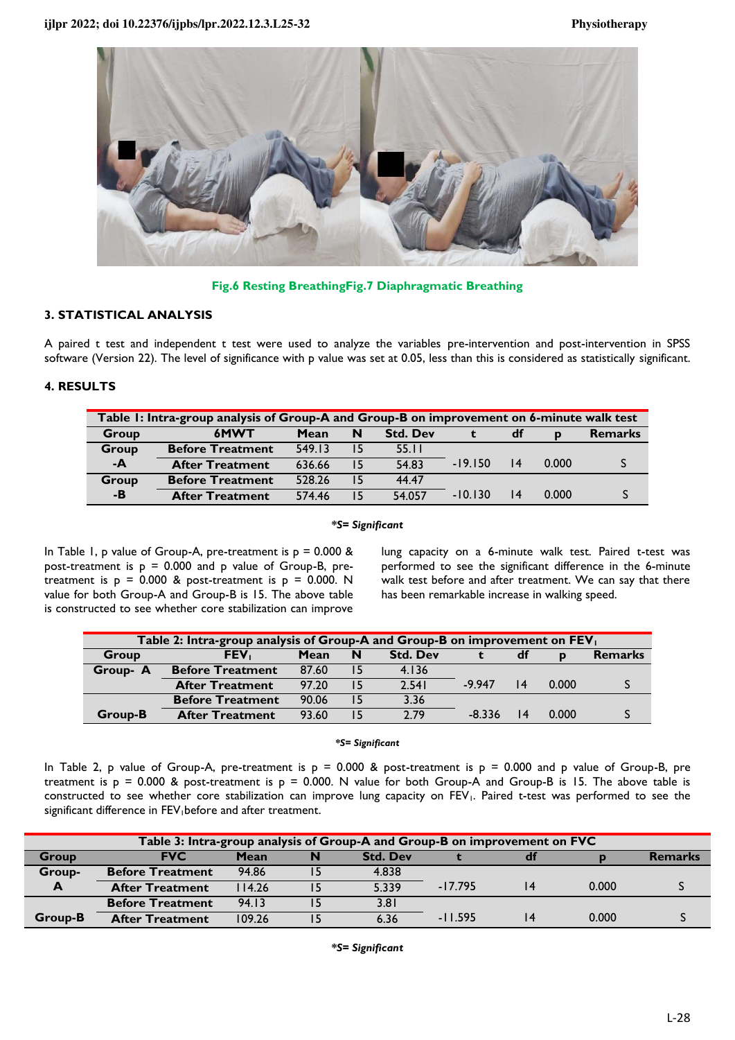Fig.6 Resting BreathingFig.7 Diaphragmatic Breathing

## 3. STATISTICAL ANALYSIS

A paired t test and independent t test were used to analyze the variables pre-intervention and post-intervention in SPSS software (Version 22). The level of significance with p value was set at 0.05, less than this is considered as statistically significant.

## 4. RESULTS

**Table 1: Intra-group analysis of Group-A and Group-B on improvement on 6-minute walk test**

| Group | 6MWT | Mean | N | Std. Dev | t | df | p | Remarks |
|---|---|---|---|---|---|---|---|---|
| Group -A | Before Treatment | 549.13 | 15 | 55.11 | | | | |
| | After Treatment | 636.66 | 15 | 54.83 | -19.150 | 14 | 0.000 | S |
| Group -B | Before Treatment | 528.26 | 15 | 44.47 | | | | |
| | After Treatment | 574.46 | 15 | 54.057 | -10.130 | 14 | 0.000 | S |

****S= Significant***

In Table 1, p value of Group-A, pre-treatment is p = 0.000 & post-treatment is p = 0.000 and p value of Group-B, pre-treatment is p = 0.000 & post-treatment is p = 0.000. N value for both Group-A and Group-B is 15. The above table is constructed to see whether core stabilization can improve lung capacity on a 6-minute walk test. Paired t-test was performed to see the significant difference in the 6-minute walk test before and after treatment. We can say that there has been remarkable increase in walking speed.

**Table 2: Intra-group analysis of Group-A and Group-B on improvement on $FEV_1$**

| Group | $FEV_1$ | Mean | N | Std. Dev | t | df | p | Remarks |
|---|---|---|---|---|---|---|---|---|
| Group- A | Before Treatment | 87.60 | 15 | 4.136 | | | | |
| | After Treatment | 97.20 | 15 | 2.541 | -9.947 | 14 | 0.000 | S |
| Group-B | Before Treatment | 90.06 | 15 | 3.36 | | | | |
| | After Treatment | 93.60 | 15 | 2.79 | -8.336 | 14 | 0.000 | S |

****S= Significant***

In Table 2, p value of Group-A, pre-treatment is p = 0.000 & post-treatment is p = 0.000 and p value of Group-B, pre treatment is p = 0.000 & post-treatment is p = 0.000. N value for both Group-A and Group-B is 15. The above table is constructed to see whether core stabilization can improve lung capacity on $FEV_1$. Paired t-test was performed to see the significant difference in $FEV_1$before and after treatment.

**Table 3: Intra-group analysis of Group-A and Group-B on improvement on FVC**

| Group | FVC | Mean | N | Std. Dev | t | df | p | Remarks |
|---|---|---|---|---|---|---|---|---|
| Group- A | Before Treatment | 94.86 | 15 | 4.838 | | | | |
| | After Treatment | 114.26 | 15 | 5.339 | -17.795 | 14 | 0.000 | S |
| Group-B | Before Treatment | 94.13 | 15 | 3.81 | | | | |
| | After Treatment | 109.26 | 15 | 6.36 | -11.595 | 14 | 0.000 | S |

****S= Significant***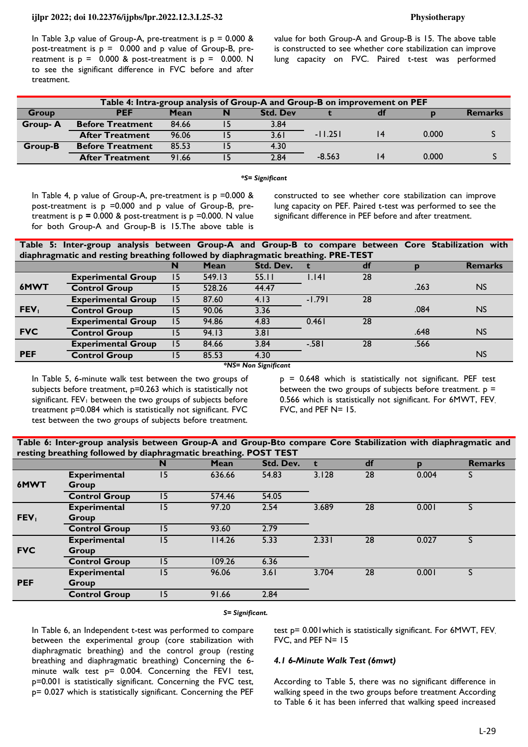In Table 3,p value of Group-A, pre-treatment is p = 0.000 & post-treatment is p = 0.000 and p value of Group-B, pre-reatment is p = 0.000 & post-treatment is p = 0.000. N value for both Group-A and Group-B is 15. The above table is constructed to see whether core stabilization can improve lung capacity on FVC. Paired t-test was performed to see the significant difference in FVC before and after treatment.

| Table 4: Intra-group analysis of Group-A and Group-B on improvement on PEF | | | | | | | | |
|---|---|---|---|---|---|---|---|---|
| **Group** | **PEF** | **Mean** | **N** | **Std. Dev** | **t** | **df** | **p** | **Remarks** |
| **Group- A** | **Before Treatment** | 84.66 | 15 | 3.84 | -11.251 | 14 | 0.000 | S |
| | **After Treatment** | 96.06 | 15 | 3.61 | | | | |
| **Group-B** | **Before Treatment** | 85.53 | 15 | 4.30 | -8.563 | 14 | 0.000 | S |
| | **After Treatment** | 91.66 | 15 | 2.84 | | | | |

****S= Significant***

In Table 4, p value of Group-A, pre-treatment is p =0.000 & post-treatment is p =0.000 and p value of Group-B, pre-treatment is p **=** 0.000 & post-treatment is p =0.000. N value for both Group-A and Group-B is 15.The above table is constructed to see whether core stabilization can improve lung capacity on PEF. Paired t-test was performed to see the significant difference in PEF before and after treatment.

| Table 5: Inter-group analysis between Group-A and Group-B to compare between Core Stabilization with diaphragmatic and resting breathing followed by diaphragmatic breathing. PRE-TEST | | | | | | | | |
|---|---|---|---|---|---|---|---|---|
| | | **N** | **Mean** | **Std. Dev.** | **t** | **df** | **p** | **Remarks** |
| **6MWT** | **Experimental Group** | 15 | 549.13 | 55.11 | 1.141 | 28 | .263 | NS |
| | **Control Group** | 15 | 528.26 | 44.47 | | | | |
| **$FEV_1$** | **Experimental Group** | 15 | 87.60 | 4.13 | -1.791 | 28 | .084 | NS |
| | **Control Group** | 15 | 90.06 | 3.36 | | | | |
| **FVC** | **Experimental Group** | 15 | 94.86 | 4.83 | 0.461 | 28 | .648 | NS |
| | **Control Group** | 15 | 94.13 | 3.81 | | | | |
| **PEF** | **Experimental Group** | 15 | 84.66 | 3.84 | -.581 | 28 | .566 | NS |
| | **Control Group** | 15 | 85.53 | 4.30 | | | | |

****NS= Non Significant***

In Table 5, 6-minute walk test between the two groups of subjects before treatment, p=0.263 which is statistically not significant. $FEV_1$ between the two groups of subjects before treatment p=0.084 which is statistically not significant. FVC test between the two groups of subjects before treatment. p = 0.648 which is statistically not significant. PEF test between the two groups of subjects before treatment. p = 0.566 which is statistically not significant. For 6MWT, $FEV_1$ FVC, and PEF N= 15.

| Table 6: Inter-group analysis between Group-A and Group-Bto compare Core Stabilization with diaphragmatic and resting breathing followed by diaphragmatic breathing. POST TEST | | | | | | | | |
|---|---|---|---|---|---|---|---|---|
| | | **N** | **Mean** | **Std. Dev.** | **t** | **df** | **p** | **Remarks** |
| **6MWT** | **Experimental Group** | 15 | 636.66 | 54.83 | 3.128 | 28 | 0.004 | S |
| | **Control Group** | 15 | 574.46 | 54.05 | | | | |
| **$FEV_1$** | **Experimental Group** | 15 | 97.20 | 2.54 | 3.689 | 28 | 0.001 | S |
| | **Control Group** | 15 | 93.60 | 2.79 | | | | |
| **FVC** | **Experimental Group** | 15 | 114.26 | 5.33 | 2.331 | 28 | 0.027 | S |
| | **Control Group** | 15 | 109.26 | 6.36 | | | | |
| **PEF** | **Experimental Group** | 15 | 96.06 | 3.61 | 3.704 | 28 | 0.001 | S |
| | **Control Group** | 15 | 91.66 | 2.84 | | | | |

***S= Significant.***

In Table 6, an Independent t-test was performed to compare between the experimental group (core stabilization with diaphragmatic breathing) and the control group (resting breathing and diaphragmatic breathing) Concerning the 6-minute walk test p= 0.004. Concerning the FEV1 test, p=0.001 is statistically significant. Concerning the FVC test, p= 0.027 which is statistically significant. Concerning the PEF test p= 0.001which is statistically significant. For 6MWT, $FEV_1$ FVC, and PEF N= 15

#### *4.1 6-Minute Walk Test (6mwt)*

According to Table 5, there was no significant difference in walking speed in the two groups before treatment According to Table 6 it has been inferred that walking speed increased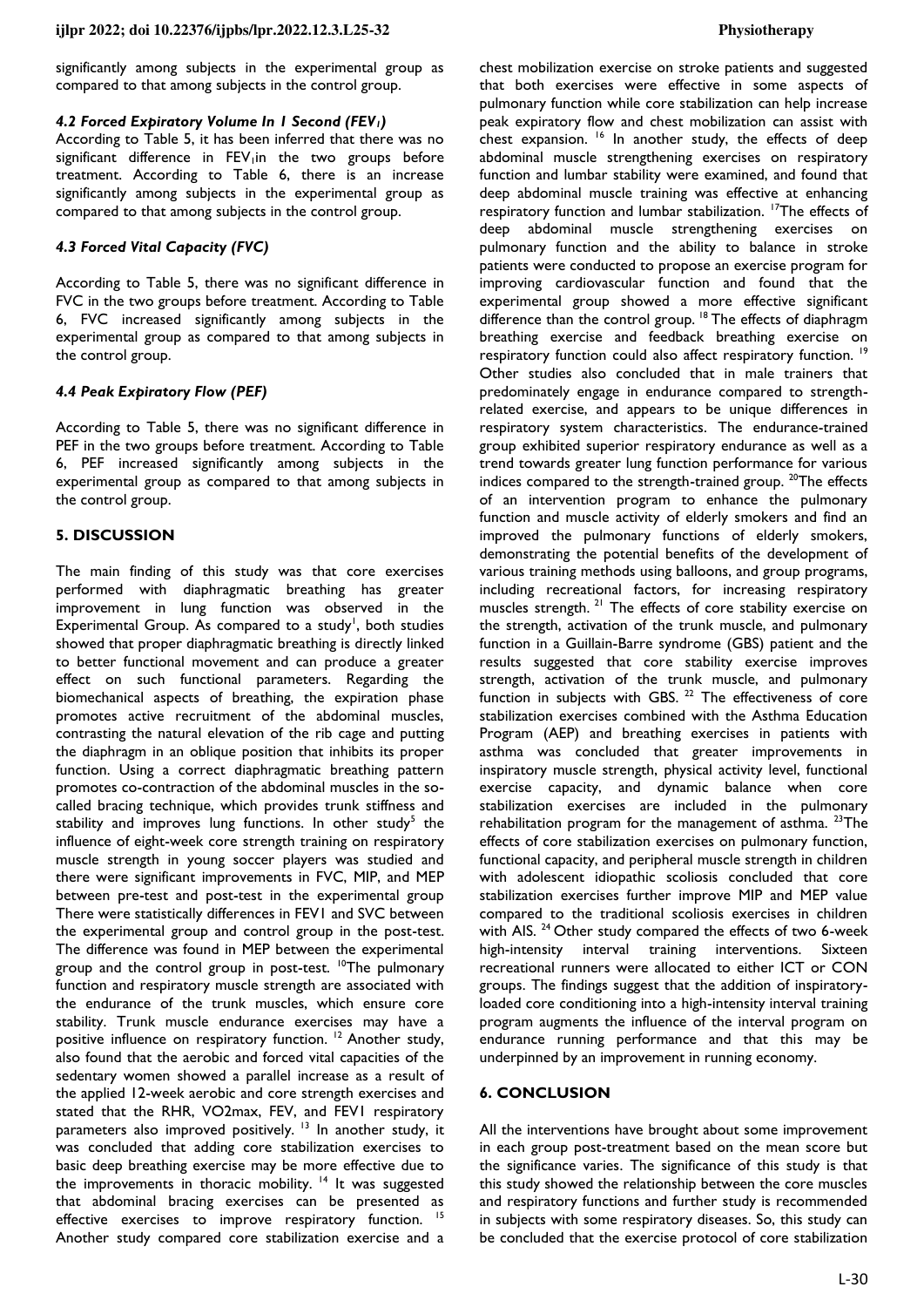significantly among subjects in the experimental group as compared to that among subjects in the control group.

### *4.2 Forced Expiratory Volume In 1 Second ($FEV_1$)*

According to Table 5, it has been inferred that there was no significant difference in $FEV_1$in the two groups before treatment. According to Table 6, there is an increase significantly among subjects in the experimental group as compared to that among subjects in the control group.

### *4.3 Forced Vital Capacity (FVC)*

According to Table 5, there was no significant difference in FVC in the two groups before treatment. According to Table 6, FVC increased significantly among subjects in the experimental group as compared to that among subjects in the control group.

### *4.4 Peak Expiratory Flow (PEF)*

According to Table 5, there was no significant difference in PEF in the two groups before treatment. According to Table 6, PEF increased significantly among subjects in the experimental group as compared to that among subjects in the control group.

## 5. DISCUSSION

The main finding of this study was that core exercises performed with diaphragmatic breathing has greater improvement in lung function was observed in the Experimental Group. As compared to a study[1], both studies showed that proper diaphragmatic breathing is directly linked to better functional movement and can produce a greater effect on such functional parameters. Regarding the biomechanical aspects of breathing, the expiration phase promotes active recruitment of the abdominal muscles, contrasting the natural elevation of the rib cage and putting the diaphragm in an oblique position that inhibits its proper function. Using a correct diaphragmatic breathing pattern promotes co-contraction of the abdominal muscles in the so-called bracing technique, which provides trunk stiffness and stability and improves lung functions. In other study[5] the influence of eight-week core strength training on respiratory muscle strength in young soccer players was studied and there were significant improvements in FVC, MIP, and MEP between pre-test and post-test in the experimental group There were statistically differences in FEV1 and SVC between the experimental group and control group in the post-test. The difference was found in MEP between the experimental group and the control group in post-test. [10]The pulmonary function and respiratory muscle strength are associated with the endurance of the trunk muscles, which ensure core stability. Trunk muscle endurance exercises may have a positive influence on respiratory function. [12] Another study, also found that the aerobic and forced vital capacities of the sedentary women showed a parallel increase as a result of the applied 12-week aerobic and core strength exercises and stated that the RHR, VO2max, FEV, and FEV1 respiratory parameters also improved positively. [13] In another study, it was concluded that adding core stabilization exercises to basic deep breathing exercise may be more effective due to the improvements in thoracic mobility. [14] It was suggested that abdominal bracing exercises can be presented as effective exercises to improve respiratory function. [15] Another study compared core stabilization exercise and a chest mobilization exercise on stroke patients and suggested that both exercises were effective in some aspects of pulmonary function while core stabilization can help increase peak expiratory flow and chest mobilization can assist with chest expansion. [16] In another study, the effects of deep abdominal muscle strengthening exercises on respiratory function and lumbar stability were examined, and found that deep abdominal muscle training was effective at enhancing respiratory function and lumbar stabilization. [17]The effects of deep abdominal muscle strengthening exercises on pulmonary function and the ability to balance in stroke patients were conducted to propose an exercise program for improving cardiovascular function and found that the experimental group showed a more effective significant difference than the control group. [18] The effects of diaphragm breathing exercise and feedback breathing exercise on respiratory function could also affect respiratory function. [19] Other studies also concluded that in male trainers that predominately engage in endurance compared to strength-related exercise, and appears to be unique differences in respiratory system characteristics. The endurance-trained group exhibited superior respiratory endurance as well as a trend towards greater lung function performance for various indices compared to the strength-trained group. [20]The effects of an intervention program to enhance the pulmonary function and muscle activity of elderly smokers and find an improved the pulmonary functions of elderly smokers, demonstrating the potential benefits of the development of various training methods using balloons, and group programs, including recreational factors, for increasing respiratory muscles strength. [21] The effects of core stability exercise on the strength, activation of the trunk muscle, and pulmonary function in a Guillain-Barre syndrome (GBS) patient and the results suggested that core stability exercise improves strength, activation of the trunk muscle, and pulmonary function in subjects with GBS. [22] The effectiveness of core stabilization exercises combined with the Asthma Education Program (AEP) and breathing exercises in patients with asthma was concluded that greater improvements in inspiratory muscle strength, physical activity level, functional exercise capacity, and dynamic balance when core stabilization exercises are included in the pulmonary rehabilitation program for the management of asthma. [23]The effects of core stabilization exercises on pulmonary function, functional capacity, and peripheral muscle strength in children with adolescent idiopathic scoliosis concluded that core stabilization exercises further improve MIP and MEP value compared to the traditional scoliosis exercises in children with AIS. [24] Other study compared the effects of two 6-week high-intensity interval training interventions. Sixteen recreational runners were allocated to either ICT or CON groups. The findings suggest that the addition of inspiratory-loaded core conditioning into a high-intensity interval training program augments the influence of the interval program on endurance running performance and that this may be underpinned by an improvement in running economy.

## 6. CONCLUSION

All the interventions have brought about some improvement in each group post-treatment based on the mean score but the significance varies. The significance of this study is that this study showed the relationship between the core muscles and respiratory functions and further study is recommended in subjects with some respiratory diseases. So, this study can be concluded that the exercise protocol of core stabilization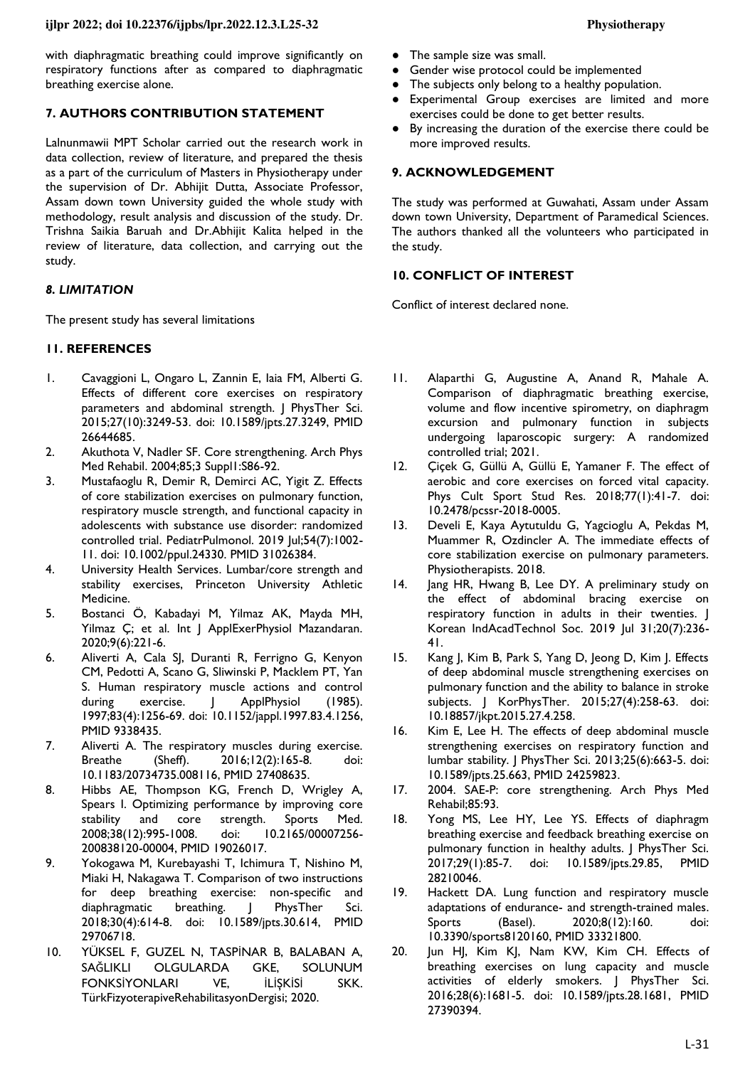with diaphragmatic breathing could improve significantly on respiratory functions after as compared to diaphragmatic breathing exercise alone.

## 7. AUTHORS CONTRIBUTION STATEMENT

Lalnunmawii MPT Scholar carried out the research work in data collection, review of literature, and prepared the thesis as a part of the curriculum of Masters in Physiotherapy under the supervision of Dr. Abhijit Dutta, Associate Professor, Assam down town University guided the whole study with methodology, result analysis and discussion of the study. Dr. Trishna Saikia Baruah and Dr.Abhijit Kalita helped in the review of literature, data collection, and carrying out the study.

## *8. LIMITATION*

The present study has several limitations

- The sample size was small.
- Gender wise protocol could be implemented
- The subjects only belong to a healthy population.
- Experimental Group exercises are limited and more exercises could be done to get better results.
- By increasing the duration of the exercise there could be more improved results.

## 9. ACKNOWLEDGEMENT

The study was performed at Guwahati, Assam under Assam down town University, Department of Paramedical Sciences. The authors thanked all the volunteers who participated in the study.

## 10. CONFLICT OF INTEREST

Conflict of interest declared none.

## 11. REFERENCES

1. Cavaggioni L, Ongaro L, Zannin E, Iaia FM, Alberti G. Effects of different core exercises on respiratory parameters and abdominal strength. J PhysTher Sci. 2015;27(10):3249-53. doi: 10.1589/jpts.27.3249, PMID 26644685.
2. Akuthota V, Nadler SF. Core strengthening. Arch Phys Med Rehabil. 2004;85;3 Suppl1:S86-92.
3. Mustafaoglu R, Demir R, Demirci AC, Yigit Z. Effects of core stabilization exercises on pulmonary function, respiratory muscle strength, and functional capacity in adolescents with substance use disorder: randomized controlled trial. PediatrPulmonol. 2019 Jul;54(7):1002-11. doi: 10.1002/ppul.24330. PMID 31026384.
4. University Health Services. Lumbar/core strength and stability exercises, Princeton University Athletic Medicine.
5. Bostanci Ö, Kabadayi M, Yilmaz AK, Mayda MH, Yilmaz Ç; et al. Int J ApplExerPhysiol Mazandaran. 2020;9(6):221-6.
6. Aliverti A, Cala SJ, Duranti R, Ferrigno G, Kenyon CM, Pedotti A, Scano G, Sliwinski P, Macklem PT, Yan S. Human respiratory muscle actions and control during exercise. J ApplPhysiol (1985). 1997;83(4):1256-69. doi: 10.1152/jappl.1997.83.4.1256, PMID 9338435.
7. Aliverti A. The respiratory muscles during exercise. Breathe (Sheff). 2016;12(2):165-8. doi: 10.1183/20734735.008116, PMID 27408635.
8. Hibbs AE, Thompson KG, French D, Wrigley A, Spears I. Optimizing performance by improving core stability and core strength. Sports Med. 2008;38(12):995-1008. doi: 10.2165/00007256-200838120-00004, PMID 19026017.
9. Yokogawa M, Kurebayashi T, Ichimura T, Nishino M, Miaki H, Nakagawa T. Comparison of two instructions for deep breathing exercise: non-specific and diaphragmatic breathing. J PhysTher Sci. 2018;30(4):614-8. doi: 10.1589/jpts.30.614, PMID 29706718.
10. YÜKSEL F, GUZEL N, TASPİNAR B, BALABAN A, SAĞLIKLI OLGULARDA GKE, SOLUNUM FONKSİYONLARI VE, İLİŞKİSİ SKK. TürkFizyoterapiveRehabilitasyonDergisi; 2020.
11. Alaparthi G, Augustine A, Anand R, Mahale A. Comparison of diaphragmatic breathing exercise, volume and flow incentive spirometry, on diaphragm excursion and pulmonary function in subjects undergoing laparoscopic surgery: A randomized controlled trial; 2021.
12. Çiçek G, Güllü A, Güllü E, Yamaner F. The effect of aerobic and core exercises on forced vital capacity. Phys Cult Sport Stud Res. 2018;77(1):41-7. doi: 10.2478/pcssr-2018-0005.
13. Develi E, Kaya Aytutuldu G, Yagcioglu A, Pekdas M, Muammer R, Ozdincler A. The immediate effects of core stabilization exercise on pulmonary parameters. Physiotherapists. 2018.
14. Jang HR, Hwang B, Lee DY. A preliminary study on the effect of abdominal bracing exercise on respiratory function in adults in their twenties. J Korean IndAcadTechnol Soc. 2019 Jul 31;20(7):236-41.
15. Kang J, Kim B, Park S, Yang D, Jeong D, Kim J. Effects of deep abdominal muscle strengthening exercises on pulmonary function and the ability to balance in stroke subjects. J KorPhysTher. 2015;27(4):258-63. doi: 10.18857/jkpt.2015.27.4.258.
16. Kim E, Lee H. The effects of deep abdominal muscle strengthening exercises on respiratory function and lumbar stability. J PhysTher Sci. 2013;25(6):663-5. doi: 10.1589/jpts.25.663, PMID 24259823.
17. 2004. SAE-P: core strengthening. Arch Phys Med Rehabil;85:93.
18. Yong MS, Lee HY, Lee YS. Effects of diaphragm breathing exercise and feedback breathing exercise on pulmonary function in healthy adults. J PhysTher Sci. 2017;29(1):85-7. doi: 10.1589/jpts.29.85, PMID 28210046.
19. Hackett DA. Lung function and respiratory muscle adaptations of endurance- and strength-trained males. Sports (Basel). 2020;8(12):160. doi: 10.3390/sports8120160, PMID 33321800.
20. Jun HJ, Kim KJ, Nam KW, Kim CH. Effects of breathing exercises on lung capacity and muscle activities of elderly smokers. J PhysTher Sci. 2016;28(6):1681-5. doi: 10.1589/jpts.28.1681, PMID 27390394.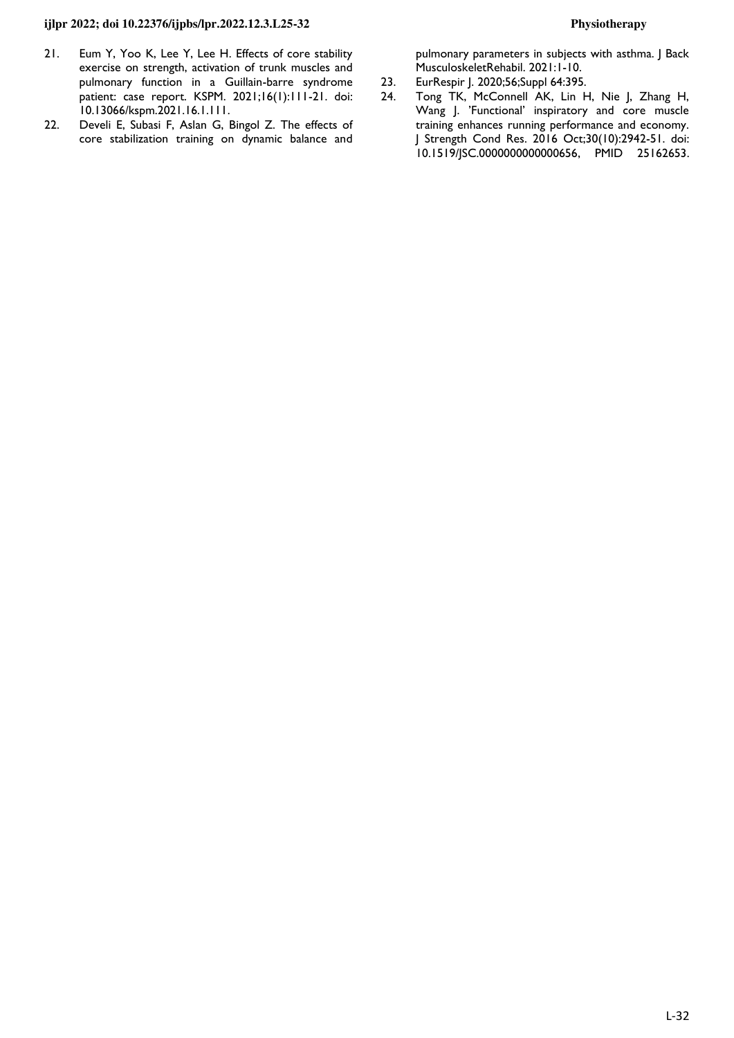21. Eum Y, Yoo K, Lee Y, Lee H. Effects of core stability exercise on strength, activation of trunk muscles and pulmonary function in a Guillain-barre syndrome patient: case report. KSPM. 2021;16(1):111-21. doi: 10.13066/kspm.2021.16.1.111.
22. Develi E, Subasi F, Aslan G, Bingol Z. The effects of core stabilization training on dynamic balance and pulmonary parameters in subjects with asthma. J Back MusculoskeletRehabil. 2021:1-10.
23. EurRespir J. 2020;56;Suppl 64:395.
24. Tong TK, McConnell AK, Lin H, Nie J, Zhang H, Wang J. 'Functional' inspiratory and core muscle training enhances running performance and economy. J Strength Cond Res. 2016 Oct;30(10):2942-51. doi: 10.1519/JSC.0000000000000656, PMID 25162653.